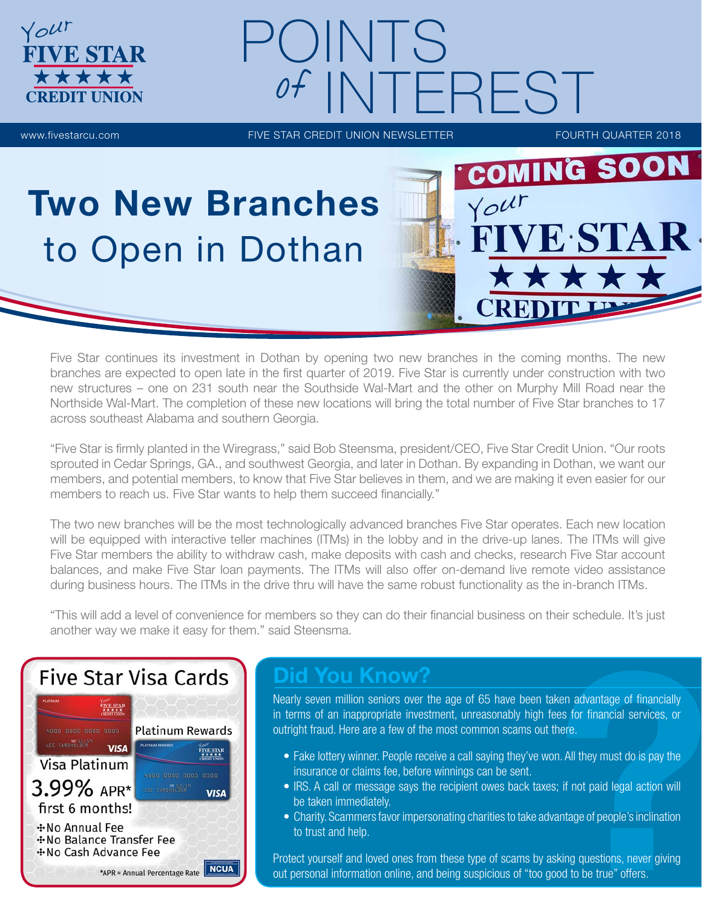# POINTS of INTEREST

Your FIVE STAR CREDIT UNION

www.fivestarcu.com | FIVE STAR CREDIT UNION NEWSLETTER | FOURTH QUARTER 2018

## Two New Branches to Open in Dothan

Five Star continues its investment in Dothan by opening two new branches in the coming months. The new branches are expected to open late in the first quarter of 2019. Five Star is currently under construction with two new structures – one on 231 south near the Southside Wal-Mart and the other on Murphy Mill Road near the Northside Wal-Mart. The completion of these new locations will bring the total number of Five Star branches to 17 across southeast Alabama and southern Georgia.

"Five Star is firmly planted in the Wiregrass," said Bob Steensma, president/CEO, Five Star Credit Union. "Our roots sprouted in Cedar Springs, GA., and southwest Georgia, and later in Dothan. By expanding in Dothan, we want our members, and potential members, to know that Five Star believes in them, and we are making it even easier for our members to reach us. Five Star wants to help them succeed financially."

The two new branches will be the most technologically advanced branches Five Star operates. Each new location will be equipped with interactive teller machines (ITMs) in the lobby and in the drive-up lanes. The ITMs will give Five Star members the ability to withdraw cash, make deposits with cash and checks, research Five Star account balances, and make Five Star loan payments. The ITMs will also offer on-demand live remote video assistance during business hours. The ITMs in the drive thru will have the same robust functionality as the in-branch ITMs.

"This will add a level of convenience for members so they can do their financial business on their schedule. It's just another way we make it easy for them." said Steensma.

## Five Star Visa Cards

Visa Platinum

Platinum Rewards

**3.99% APR*** first 6 months!

- No Annual Fee
- No Balance Transfer Fee
- No Cash Advance Fee

*APR = Annual Percentage Rate

NCUA

## Did You Know?

Nearly seven million seniors over the age of 65 have been taken advantage of financially in terms of an inappropriate investment, unreasonably high fees for financial services, or outright fraud. Here are a few of the most common scams out there.

- Fake lottery winner. People receive a call saying they've won. All they must do is pay the insurance or claims fee, before winnings can be sent.
- IRS. A call or message says the recipient owes back taxes; if not paid legal action will be taken immediately.
- Charity. Scammers favor impersonating charities to take advantage of people's inclination to trust and help.

Protect yourself and loved ones from these type of scams by asking questions, never giving out personal information online, and being suspicious of "too good to be true" offers.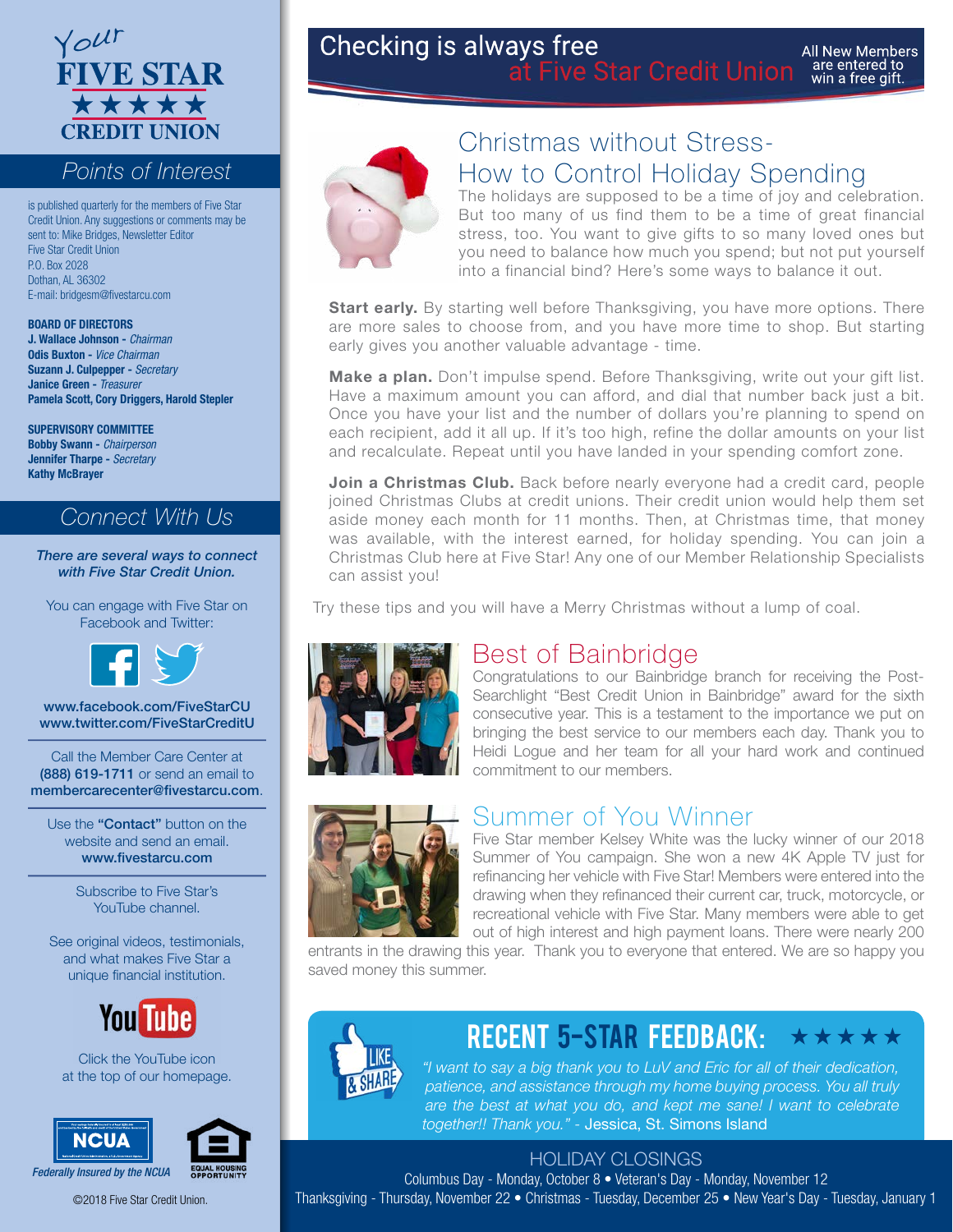# Your FIVE STAR ★★★★★ CREDIT UNION

## Points of Interest

is published quarterly for the members of Five Star Credit Union. Any suggestions or comments may be sent to: Mike Bridges, Newsletter Editor
Five Star Credit Union
P.O. Box 2028
Dothan, AL 36302
E-mail: bridgesm@fivestarcu.com

**BOARD OF DIRECTORS**
**J. Wallace Johnson** - *Chairman*
**Odis Buxton** - *Vice Chairman*
**Suzann J. Culpepper** - *Secretary*
**Janice Green** - *Treasurer*
**Pamela Scott, Cory Driggers, Harold Stepler**

**SUPERVISORY COMMITTEE**
**Bobby Swann** - *Chairperson*
**Jennifer Tharpe** - *Secretary*
**Kathy McBrayer**

## Connect With Us

***There are several ways to connect with Five Star Credit Union.***

You can engage with Five Star on Facebook and Twitter:

**www.facebook.com/FiveStarCU**
**www.twitter.com/FiveStarCreditU**

Call the Member Care Center at **(888) 619-1711** or send an email to **membercarecenter@fivestarcu.com**.

Use the **"Contact"** button on the website and send an email.
**www.fivestarcu.com**

Subscribe to Five Star's YouTube channel.

See original videos, testimonials, and what makes Five Star a unique financial institution.

Click the YouTube icon at the top of our homepage.

*Federally Insured by the NCUA*

©2018 Five Star Credit Union.

---

# Checking is always free at Five Star Credit Union

All New Members are entered to win a free gift.

## Christmas without Stress- How to Control Holiday Spending

The holidays are supposed to be a time of joy and celebration. But too many of us find them to be a time of great financial stress, too. You want to give gifts to so many loved ones but you need to balance how much you spend; but not put yourself into a financial bind? Here's some ways to balance it out.

**Start early.** By starting well before Thanksgiving, you have more options. There are more sales to choose from, and you have more time to shop. But starting early gives you another valuable advantage - time.

**Make a plan.** Don't impulse spend. Before Thanksgiving, write out your gift list. Have a maximum amount you can afford, and dial that number back just a bit. Once you have your list and the number of dollars you're planning to spend on each recipient, add it all up. If it's too high, refine the dollar amounts on your list and recalculate. Repeat until you have landed in your spending comfort zone.

**Join a Christmas Club.** Back before nearly everyone had a credit card, people joined Christmas Clubs at credit unions. Their credit union would help them set aside money each month for 11 months. Then, at Christmas time, that money was available, with the interest earned, for holiday spending. You can join a Christmas Club here at Five Star! Any one of our Member Relationship Specialists can assist you!

Try these tips and you will have a Merry Christmas without a lump of coal.

## Best of Bainbridge

Congratulations to our Bainbridge branch for receiving the Post-Searchlight "Best Credit Union in Bainbridge" award for the sixth consecutive year. This is a testament to the importance we put on bringing the best service to our members each day. Thank you to Heidi Logue and her team for all your hard work and continued commitment to our members.

## Summer of You Winner

Five Star member Kelsey White was the lucky winner of our 2018 Summer of You campaign. She won a new 4K Apple TV just for refinancing her vehicle with Five Star! Members were entered into the drawing when they refinanced their current car, truck, motorcycle, or recreational vehicle with Five Star. Many members were able to get out of high interest and high payment loans. There were nearly 200 entrants in the drawing this year. Thank you to everyone that entered. We are so happy you saved money this summer.

## RECENT 5-STAR FEEDBACK: ★★★★★

*"I want to say a big thank you to LuV and Eric for all of their dedication, patience, and assistance through my home buying process. You all truly are the best at what you do, and kept me sane! I want to celebrate together!! Thank you."* - Jessica, St. Simons Island

## HOLIDAY CLOSINGS

Columbus Day - Monday, October 8 • Veteran's Day - Monday, November 12
Thanksgiving - Thursday, November 22 • Christmas - Tuesday, December 25 • New Year's Day - Tuesday, January 1